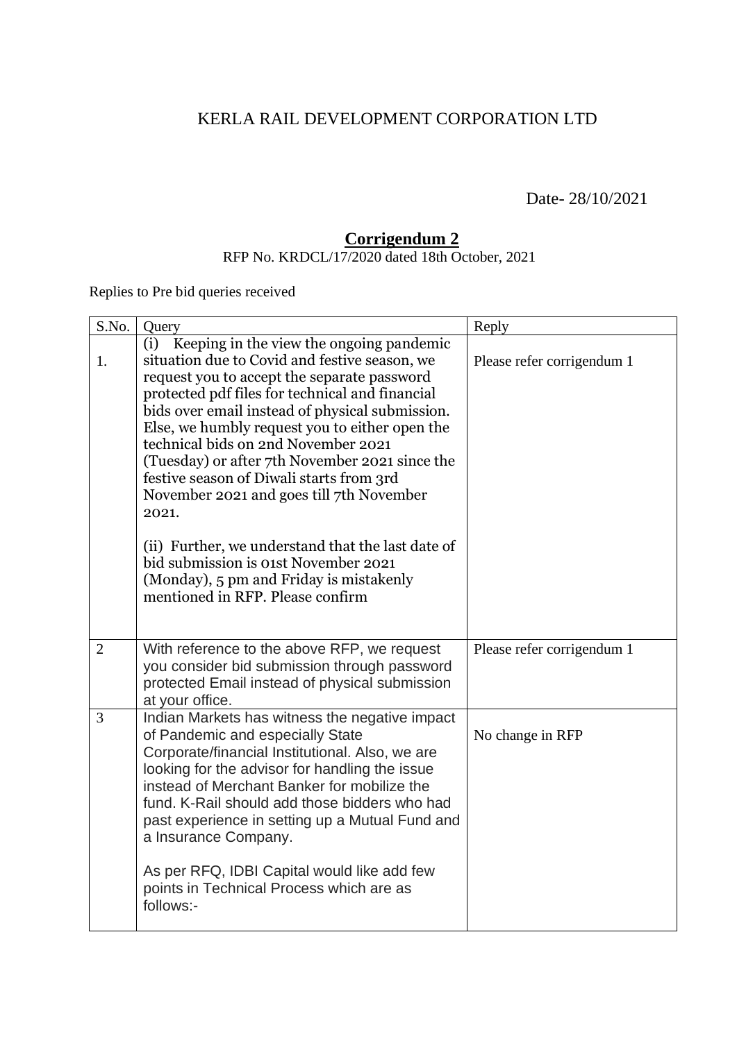# KERLA RAIL DEVELOPMENT CORPORATION LTD

Date- 28/10/2021

## Corrigendum 2

RFP No. KRDCL/17/2020 dated 18th October, 2021

Replies to Pre bid queries received

| S.No. | Query | Reply |
|---|---|---|
| 1. | (i) Keeping in the view the ongoing pandemic situation due to Covid and festive season, we request you to accept the separate password protected pdf files for technical and financial bids over email instead of physical submission. Else, we humbly request you to either open the technical bids on 2nd November 2021 (Tuesday) or after 7th November 2021 since the festive season of Diwali starts from 3rd November 2021 and goes till 7th November 2021.<br><br>(ii) Further, we understand that the last date of bid submission is 01st November 2021 (Monday), 5 pm and Friday is mistakenly mentioned in RFP. Please confirm | Please refer corrigendum 1 |
| 2 | With reference to the above RFP, we request you consider bid submission through password protected Email instead of physical submission at your office. | Please refer corrigendum 1 |
| 3 | Indian Markets has witness the negative impact of Pandemic and especially State Corporate/financial Institutional. Also, we are looking for the advisor for handling the issue instead of Merchant Banker for mobilize the fund. K-Rail should add those bidders who had past experience in setting up a Mutual Fund and a Insurance Company.<br><br>As per RFQ, IDBI Capital would like add few points in Technical Process which are as follows:- | No change in RFP |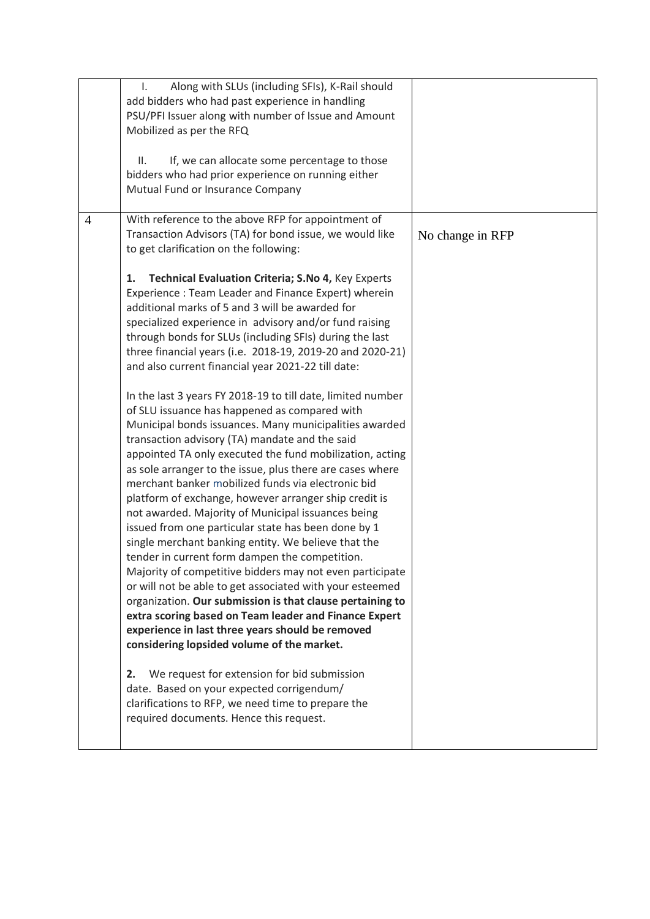| | | |
|---|---|---|
| | I. Along with SLUs (including SFIs), K-Rail should add bidders who had past experience in handling PSU/PFI Issuer along with number of Issue and Amount Mobilized as per the RFQ<br><br>II. If, we can allocate some percentage to those bidders who had prior experience on running either Mutual Fund or Insurance Company | |
| 4 | With reference to the above RFP for appointment of Transaction Advisors (TA) for bond issue, we would like to get clarification on the following:<br><br>**1. Technical Evaluation Criteria; S.No 4,** Key Experts Experience : Team Leader and Finance Expert) wherein additional marks of 5 and 3 will be awarded for specialized experience in advisory and/or fund raising through bonds for SLUs (including SFIs) during the last three financial years (i.e. 2018-19, 2019-20 and 2020-21) and also current financial year 2021-22 till date:<br><br>In the last 3 years FY 2018-19 to till date, limited number of SLU issuance has happened as compared with Municipal bonds issuances. Many municipalities awarded transaction advisory (TA) mandate and the said appointed TA only executed the fund mobilization, acting as sole arranger to the issue, plus there are cases where merchant banker mobilized funds via electronic bid platform of exchange, however arranger ship credit is not awarded. Majority of Municipal issuances being issued from one particular state has been done by 1 single merchant banking entity. We believe that the tender in current form dampen the competition. Majority of competitive bidders may not even participate or will not be able to get associated with your esteemed organization. **Our submission is that clause pertaining to extra scoring based on Team leader and Finance Expert experience in last three years should be removed considering lopsided volume of the market.**<br><br>**2.** We request for extension for bid submission date. Based on your expected corrigendum/ clarifications to RFP, we need time to prepare the required documents. Hence this request. | No change in RFP |